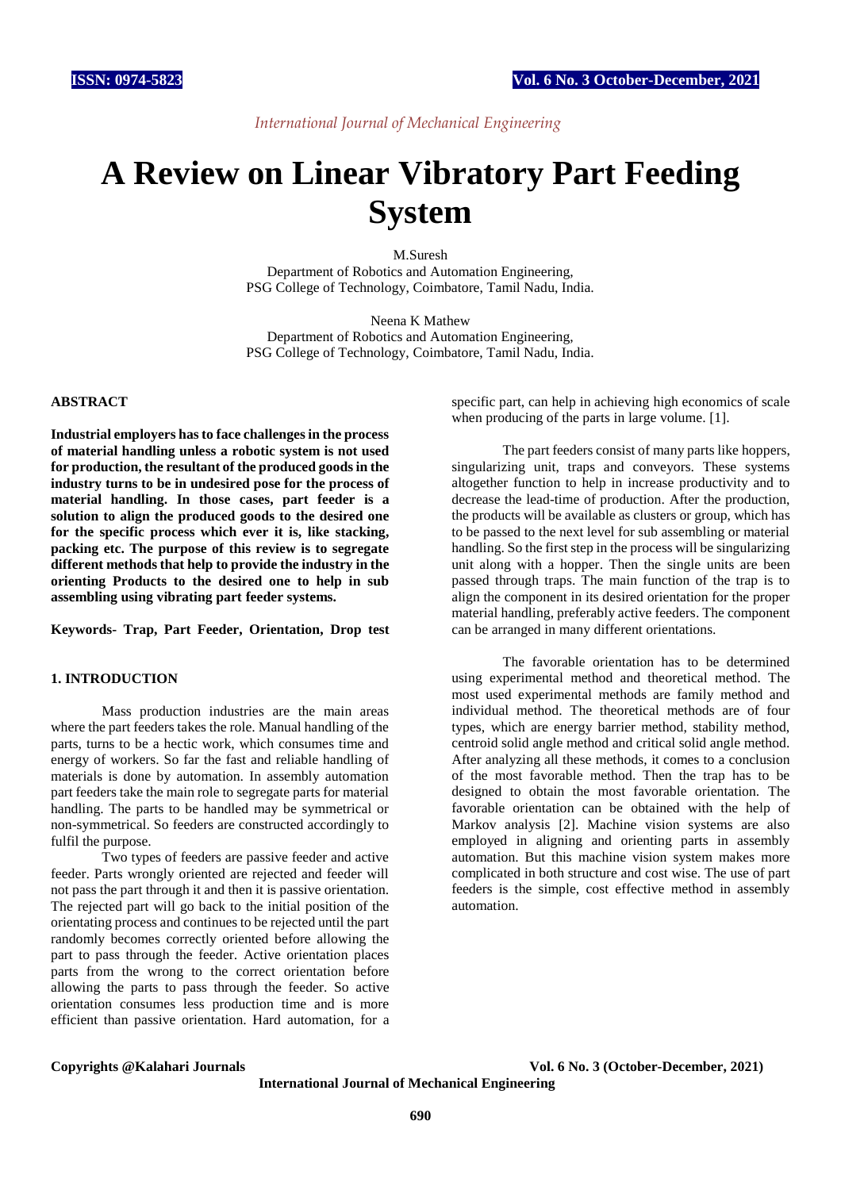# A Review on Linear Vibratory Part Feeding System

M.Suresh
Department of Robotics and Automation Engineering,
PSG College of Technology, Coimbatore, Tamil Nadu, India.

Neena K Mathew
Department of Robotics and Automation Engineering,
PSG College of Technology, Coimbatore, Tamil Nadu, India.

## ABSTRACT

**Industrial employers has to face challenges in the process of material handling unless a robotic system is not used for production, the resultant of the produced goods in the industry turns to be in undesired pose for the process of material handling. In those cases, part feeder is a solution to align the produced goods to the desired one for the specific process which ever it is, like stacking, packing etc. The purpose of this review is to segregate different methods that help to provide the industry in the orienting Products to the desired one to help in sub assembling using vibrating part feeder systems.**

**Keywords- Trap, Part Feeder, Orientation, Drop test**

## 1. INTRODUCTION

Mass production industries are the main areas where the part feeders takes the role. Manual handling of the parts, turns to be a hectic work, which consumes time and energy of workers. So far the fast and reliable handling of materials is done by automation. In assembly automation part feeders take the main role to segregate parts for material handling. The parts to be handled may be symmetrical or non-symmetrical. So feeders are constructed accordingly to fulfil the purpose.

Two types of feeders are passive feeder and active feeder. Parts wrongly oriented are rejected and feeder will not pass the part through it and then it is passive orientation. The rejected part will go back to the initial position of the orientating process and continues to be rejected until the part randomly becomes correctly oriented before allowing the part to pass through the feeder. Active orientation places parts from the wrong to the correct orientation before allowing the parts to pass through the feeder. So active orientation consumes less production time and is more efficient than passive orientation. Hard automation, for a specific part, can help in achieving high economics of scale when producing of the parts in large volume. [1].

The part feeders consist of many parts like hoppers, singularizing unit, traps and conveyors. These systems altogether function to help in increase productivity and to decrease the lead-time of production. After the production, the products will be available as clusters or group, which has to be passed to the next level for sub assembling or material handling. So the first step in the process will be singularizing unit along with a hopper. Then the single units are been passed through traps. The main function of the trap is to align the component in its desired orientation for the proper material handling, preferably active feeders. The component can be arranged in many different orientations.

The favorable orientation has to be determined using experimental method and theoretical method. The most used experimental methods are family method and individual method. The theoretical methods are of four types, which are energy barrier method, stability method, centroid solid angle method and critical solid angle method. After analyzing all these methods, it comes to a conclusion of the most favorable method. Then the trap has to be designed to obtain the most favorable orientation. The favorable orientation can be obtained with the help of Markov analysis [2]. Machine vision systems are also employed in aligning and orienting parts in assembly automation. But this machine vision system makes more complicated in both structure and cost wise. The use of part feeders is the simple, cost effective method in assembly automation.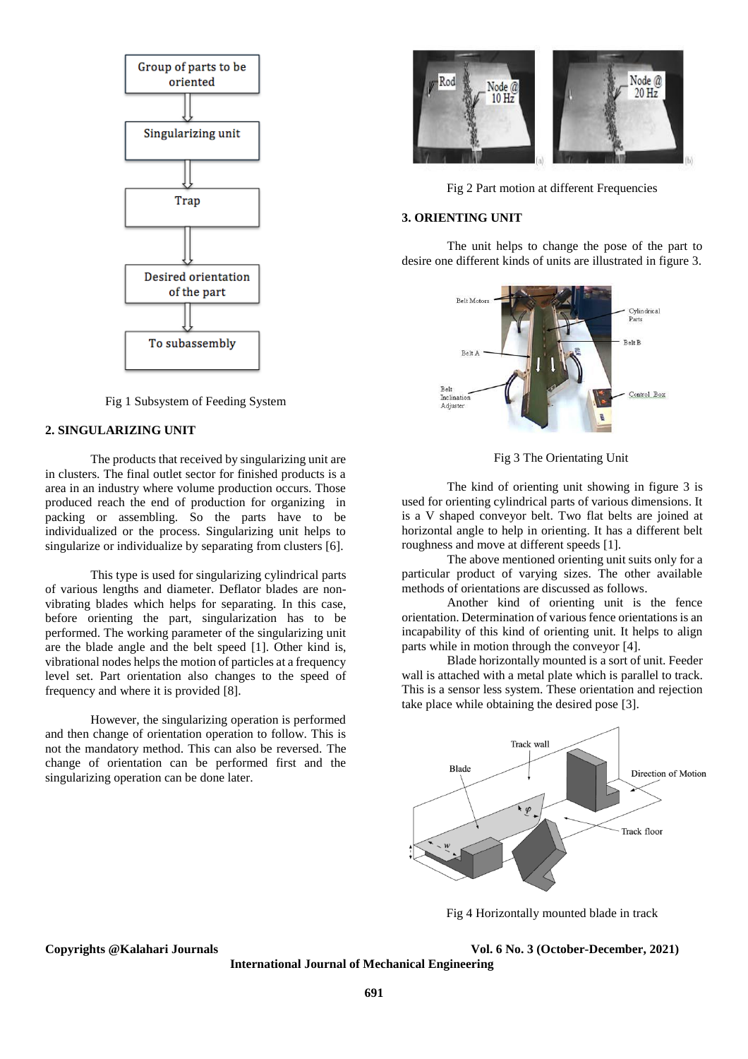Fig 1 Subsystem of Feeding System

## 2. SINGULARIZING UNIT

The products that received by singularizing unit are in clusters. The final outlet sector for finished products is a area in an industry where volume production occurs. Those produced reach the end of production for organizing in packing or assembling. So the parts have to be individualized or the process. Singularizing unit helps to singularize or individualize by separating from clusters [6].

This type is used for singularizing cylindrical parts of various lengths and diameter. Deflator blades are non-vibrating blades which helps for separating. In this case, before orienting the part, singularization has to be performed. The working parameter of the singularizing unit are the blade angle and the belt speed [1]. Other kind is, vibrational nodes helps the motion of particles at a frequency level set. Part orientation also changes to the speed of frequency and where it is provided [8].

However, the singularizing operation is performed and then change of orientation operation to follow. This is not the mandatory method. This can also be reversed. The change of orientation can be performed first and the singularizing operation can be done later.

Fig 2 Part motion at different Frequencies

## 3. ORIENTING UNIT

The unit helps to change the pose of the part to desire one different kinds of units are illustrated in figure 3.

Fig 3 The Orientating Unit

The kind of orienting unit showing in figure 3 is used for orienting cylindrical parts of various dimensions. It is a V shaped conveyor belt. Two flat belts are joined at horizontal angle to help in orienting. It has a different belt roughness and move at different speeds [1].

The above mentioned orienting unit suits only for a particular product of varying sizes. The other available methods of orientations are discussed as follows.

Another kind of orienting unit is the fence orientation. Determination of various fence orientations is an incapability of this kind of orienting unit. It helps to align parts while in motion through the conveyor [4].

Blade horizontally mounted is a sort of unit. Feeder wall is attached with a metal plate which is parallel to track. This is a sensor less system. These orientation and rejection take place while obtaining the desired pose [3].

Fig 4 Horizontally mounted blade in track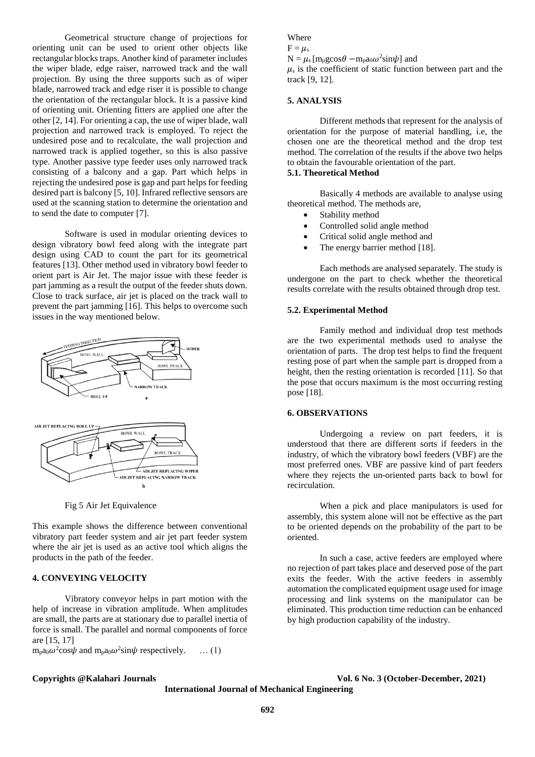Geometrical structure change of projections for orienting unit can be used to orient other objects like rectangular blocks traps. Another kind of parameter includes the wiper blade, edge raiser, narrowed track and the wall projection. By using the three supports such as of wiper blade, narrowed track and edge riser it is possible to change the orientation of the rectangular block. It is a passive kind of orienting unit. Orienting fitters are applied one after the other [2, 14]. For orienting a cap, the use of wiper blade, wall projection and narrowed track is employed. To reject the undesired pose and to recalculate, the wall projection and narrowed track is applied together, so this is also passive type. Another passive type feeder uses only narrowed track consisting of a balcony and a gap. Part which helps in rejecting the undesired pose is gap and part helps for feeding desired part is balcony [5, 10]. Infrared reflective sensors are used at the scanning station to determine the orientation and to send the date to computer [7].

Software is used in modular orienting devices to design vibratory bowl feed along with the integrate part design using CAD to count the part for its geometrical features [13]. Other method used in vibratory bowl feeder to orient part is Air Jet. The major issue with these feeder is part jamming as a result the output of the feeder shuts down. Close to track surface, air jet is placed on the track wall to prevent the part jamming [16]. This helps to overcome such issues in the way mentioned below.

Fig 5 Air Jet Equivalence

This example shows the difference between conventional vibratory part feeder system and air jet part feeder system where the air jet is used as an active tool which aligns the products in the path of the feeder.

## 4. CONVEYING VELOCITY

Vibratory conveyor helps in part motion with the help of increase in vibration amplitude. When amplitudes are small, the parts are at stationary due to parallel inertia of force is small. The parallel and normal components of force are [15, 17]

$m_p a_0 \omega^2 \cos\psi$ and $m_p a_0 \omega^2 \sin\psi$ respectively. … (1)

Where

$F = \mu_s$

$N = \mu_s [m_p g \cos\theta - m_p a_0 \omega^2 \sin\psi]$ and

$\mu_s$ is the coefficient of static function between part and the track [9, 12].

## 5. ANALYSIS

Different methods that represent for the analysis of orientation for the purpose of material handling, i.e, the chosen one are the theoretical method and the drop test method. The correlation of the results if the above two helps to obtain the favourable orientation of the part.

### 5.1. Theoretical Method

Basically 4 methods are available to analyse using theoretical method. The methods are,

- Stability method
- Controlled solid angle method
- Critical solid angle method and
- The energy barrier method [18].

Each methods are analysed separately. The study is undergone on the part to check whether the theoretical results correlate with the results obtained through drop test.

### 5.2. Experimental Method

Family method and individual drop test methods are the two experimental methods used to analyse the orientation of parts. The drop test helps to find the frequent resting pose of part when the sample part is dropped from a height, then the resting orientation is recorded [11]. So that the pose that occurs maximum is the most occurring resting pose [18].

## 6. OBSERVATIONS

Undergoing a review on part feeders, it is understood that there are different sorts if feeders in the industry, of which the vibratory bowl feeders (VBF) are the most preferred ones. VBF are passive kind of part feeders where they rejects the un-oriented parts back to bowl for recirculation.

When a pick and place manipulators is used for assembly, this system alone will not be effective as the part to be oriented depends on the probability of the part to be oriented.

In such a case, active feeders are employed where no rejection of part takes place and deserved pose of the part exits the feeder. With the active feeders in assembly automation the complicated equipment usage used for image processing and link systems on the manipulator can be eliminated. This production time reduction can be enhanced by high production capability of the industry.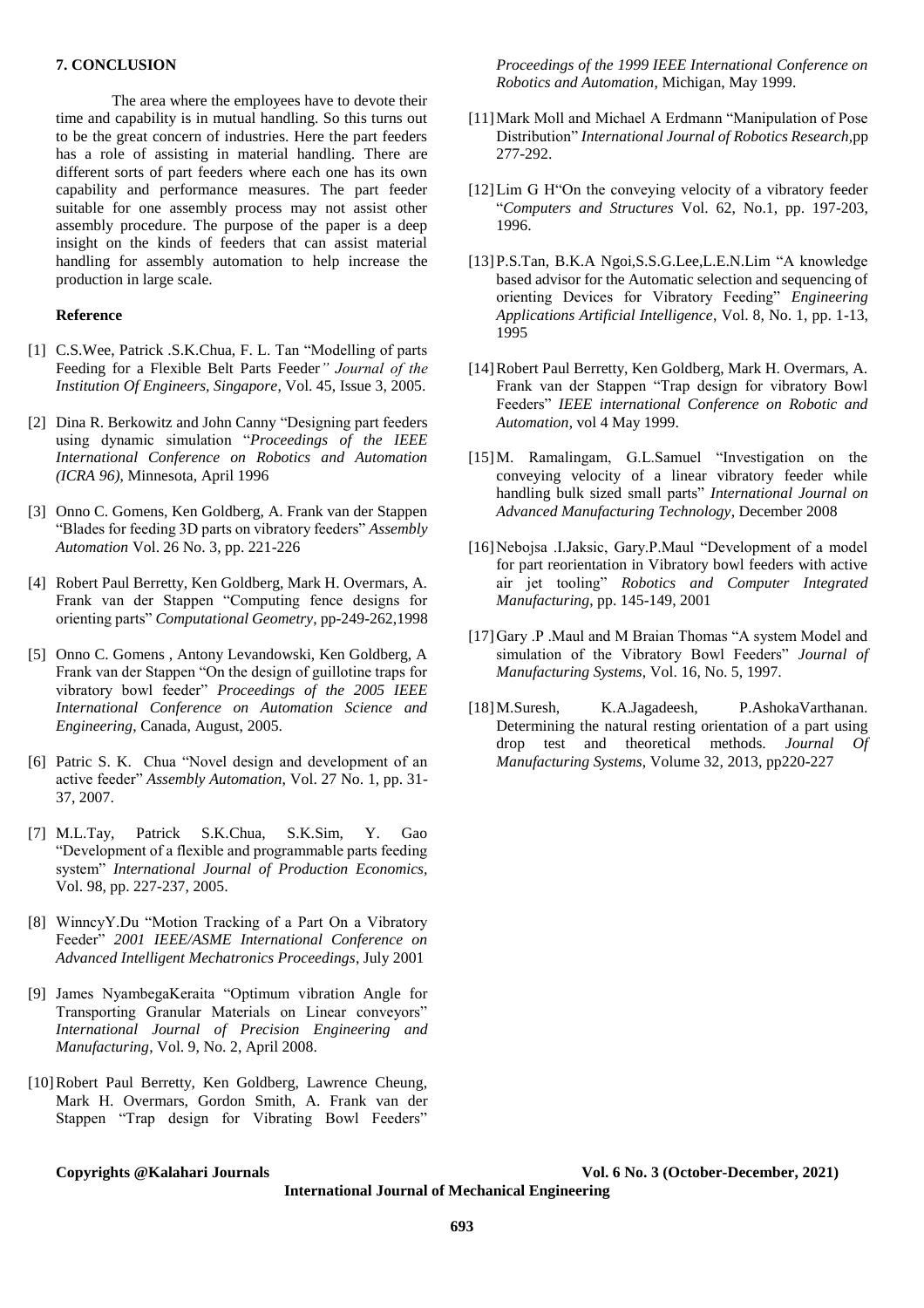## 7. CONCLUSION

The area where the employees have to devote their time and capability is in mutual handling. So this turns out to be the great concern of industries. Here the part feeders has a role of assisting in material handling. There are different sorts of part feeders where each one has its own capability and performance measures. The part feeder suitable for one assembly process may not assist other assembly procedure. The purpose of the paper is a deep insight on the kinds of feeders that can assist material handling for assembly automation to help increase the production in large scale.

### Reference

[1] C.S.Wee, Patrick .S.K.Chua, F. L. Tan "Modelling of parts Feeding for a Flexible Belt Parts Feeder" *Journal of the Institution Of Engineers, Singapore*, Vol. 45, Issue 3, 2005.

[2] Dina R. Berkowitz and John Canny "Designing part feeders using dynamic simulation "*Proceedings of the IEEE International Conference on Robotics and Automation (ICRA 96)*, Minnesota, April 1996

[3] Onno C. Gomens, Ken Goldberg, A. Frank van der Stappen "Blades for feeding 3D parts on vibratory feeders" *Assembly Automation* Vol. 26 No. 3, pp. 221-226

[4] Robert Paul Berretty, Ken Goldberg, Mark H. Overmars, A. Frank van der Stappen "Computing fence designs for orienting parts" *Computational Geometry*, pp-249-262,1998

[5] Onno C. Gomens , Antony Levandowski, Ken Goldberg, A Frank van der Stappen "On the design of guillotine traps for vibratory bowl feeder" *Proceedings of the 2005 IEEE International Conference on Automation Science and Engineering*, Canada, August, 2005.

[6] Patric S. K. Chua "Novel design and development of an active feeder" *Assembly Automation*, Vol. 27 No. 1, pp. 31-37, 2007.

[7] M.L.Tay, Patrick S.K.Chua, S.K.Sim, Y. Gao "Development of a flexible and programmable parts feeding system" *International Journal of Production Economics*, Vol. 98, pp. 227-237, 2005.

[8] WinncyY.Du "Motion Tracking of a Part On a Vibratory Feeder" *2001 IEEE/ASME International Conference on Advanced Intelligent Mechatronics Proceedings*, July 2001

[9] James NyambegaKeraita "Optimum vibration Angle for Transporting Granular Materials on Linear conveyors" *International Journal of Precision Engineering and Manufacturing*, Vol. 9, No. 2, April 2008.

[10] Robert Paul Berretty, Ken Goldberg, Lawrence Cheung, Mark H. Overmars, Gordon Smith, A. Frank van der Stappen "Trap design for Vibrating Bowl Feeders" *Proceedings of the 1999 IEEE International Conference on Robotics and Automation*, Michigan, May 1999.

[11] Mark Moll and Michael A Erdmann "Manipulation of Pose Distribution" *International Journal of Robotics Research*,pp 277-292.

[12] Lim G H"On the conveying velocity of a vibratory feeder "*Computers and Structures* Vol. 62, No.1, pp. 197-203, 1996.

[13] P.S.Tan, B.K.A Ngoi,S.S.G.Lee,L.E.N.Lim "A knowledge based advisor for the Automatic selection and sequencing of orienting Devices for Vibratory Feeding" *Engineering Applications Artificial Intelligence*, Vol. 8, No. 1, pp. 1-13, 1995

[14] Robert Paul Berretty, Ken Goldberg, Mark H. Overmars, A. Frank van der Stappen "Trap design for vibratory Bowl Feeders" *IEEE international Conference on Robotic and Automation*, vol 4 May 1999.

[15] M. Ramalingam, G.L.Samuel "Investigation on the conveying velocity of a linear vibratory feeder while handling bulk sized small parts" *International Journal on Advanced Manufacturing Technology*, December 2008

[16] Nebojsa .I.Jaksic, Gary.P.Maul "Development of a model for part reorientation in Vibratory bowl feeders with active air jet tooling" *Robotics and Computer Integrated Manufacturing*, pp. 145-149, 2001

[17] Gary .P .Maul and M Braian Thomas "A system Model and simulation of the Vibratory Bowl Feeders" *Journal of Manufacturing Systems*, Vol. 16, No. 5, 1997.

[18] M.Suresh, K.A.Jagadeesh, P.AshokaVarthanan. Determining the natural resting orientation of a part using drop test and theoretical methods. *Journal Of Manufacturing Systems*, Volume 32, 2013, pp220-227